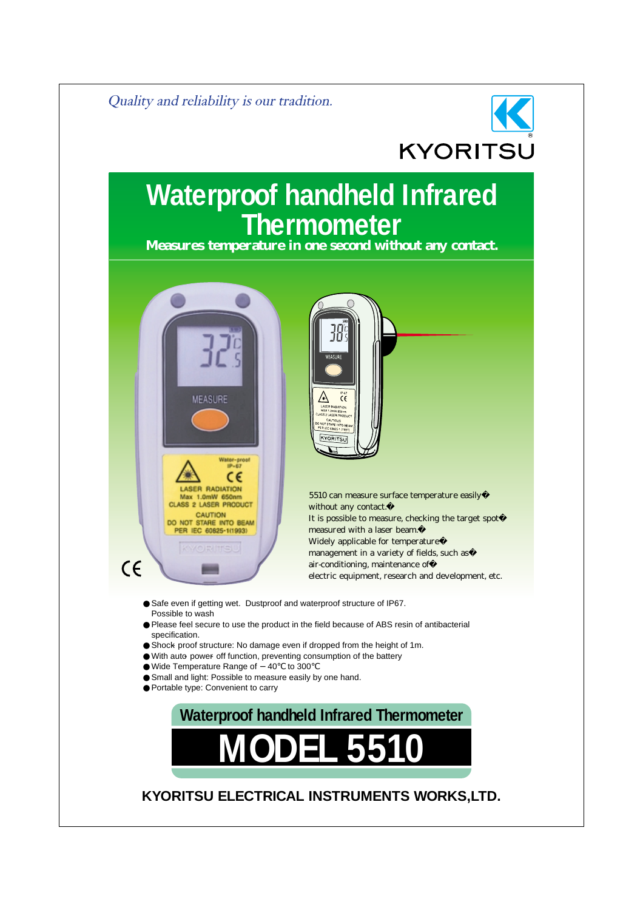*Quality and reliability is our tradition.*

KYORITSU

# Waterproof handheld Infrared Thermometer

**Measures temperature in one second without any contact.**

5510 can measure surface temperature easily without any contact.
It is possible to measure, checking the target spot measured with a laser beam.
Widely applicable for temperature management in a variety of fields, such as air-conditioning, maintenance of electric equipment, research and development, etc.

- Safe even if getting wet. Dustproof and waterproof structure of IP67. Possible to wash
- Please feel secure to use the product in the field because of ABS resin of antibacterial specification.
- Shock proof structure: No damage even if dropped from the height of 1m.
- With auto power off function, preventing consumption of the battery
- Wide Temperature Range of −40℃ to 300℃
- Small and light: Possible to measure easily by one hand.
- Portable type: Convenient to carry

## Waterproof handheld Infrared Thermometer

# MODEL 5510

**KYORITSU ELECTRICAL INSTRUMENTS WORKS,LTD.**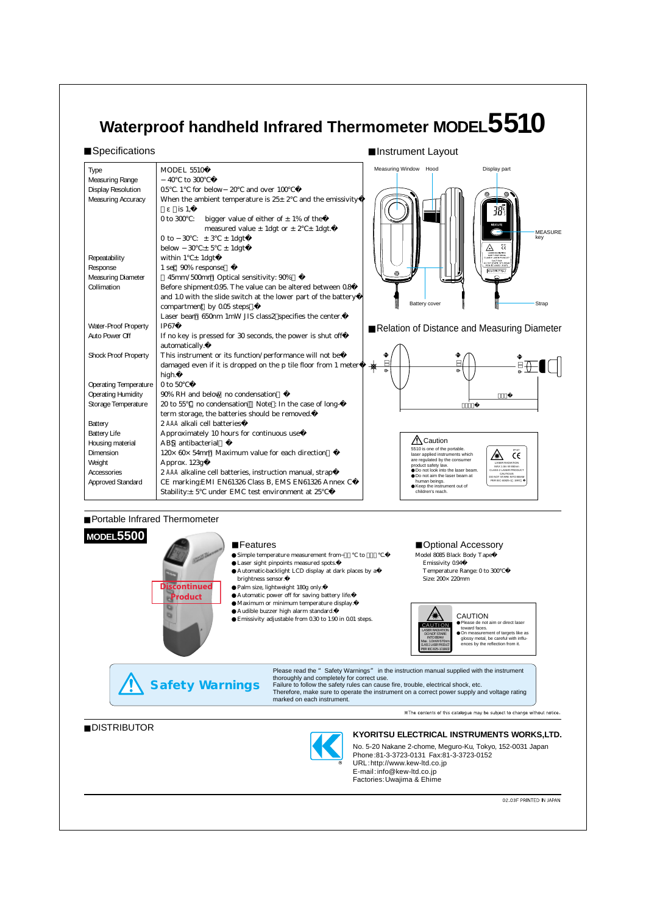# Waterproof handheld Infrared Thermometer MODEL5510

## ■Specifications

| | |
|---|---|
| Type | MODEL 5510 |
| Measuring Range | −40°C to 300°C |
| Display Resolution | 0.5°C. 1°C for below −20°C and over 100°C |
| Measuring Accuracy | When the ambient temperature is 25±2°C and the emissivity (ε) is 1.<br>0 to 300°C: bigger value of either of ±1% of the measured value ±1dgt or ±2°C±1dgt.<br>0 to −30°C: ±3°C±1dgt<br>below −30°C:±5°C±1dgt |
| Repeatability | within 1°C±1dgt |
| Response | 1 sec (90% response) |
| Measuring Diameter | (45mm/500mm) Optical sensitivity: 90% |
| Collimation | Before shipment:0.95. The value can be altered between 0.8 and 1.0 with the slide switch at the lower part of the battery compartment by 0.05 steps.<br>Laser beam 650nm 1mW JIS class2 specifies the center. |
| Water-Proof Property | IP67 |
| Auto Power Off | If no key is pressed for 30 seconds, the power is shut off automatically. |
| Shock Proof Property | This instrument or its function/performance will not be damaged even if it is dropped on the p tile floor from 1 meter high. |
| Operating Temperature | 0 to 50°C |
| Operating Humidity | 90% RH and below (no condensation) |
| Storage Temperature | 20 to 55°C (no condensation) (Note): In the case of long-term storage, the batteries should be removed. |
| Battery | 2 AAA alkali cell batteries |
| Battery Life | Approximately 10 hours for continuous use |
| Housing material | ABS (antibacterial) |
| Dimension | 120×60×54mm (Maximum value for each direction) |
| Weight | Approx. 123g |
| Accessories | 2 AAA alkaline cell batteries, instruction manual, strap |
| Approved Standard | CE marking:EMI EN61326 Class B, EMS EN61326 Annex C<br>Stability:±5°C under EMC test environment at 25°C |

## ■Instrument Layout

Measuring Window, Hood, Display part, MEASURE key, Battery cover, Strap

## ■Relation of Distance and Measuring Diameter

### ⚠Caution

5510 is one of the portable laser applied instruments which are regulated by the consumer product safety law.
- Do not look into the laser beam.
- Do not aim the laser beam at human beings.
- Keep the instrument out of children's reach.

## ■Portable Infrared Thermometer

**MODEL5500**

Discontinued Product

### ■Features

- Simple temperature measurement from −□□°C to □□□°C.
- Laser sight pinpoints measured spots.
- Automatic-backlight LCD display at dark places by a brightness sensor.
- Palm size, lightweight 180g only.
- Automatic power off for saving battery life.
- Maximum or minimum temperature display.
- Audible buzzer high alarm standard.
- Emissivity adjustable from 0.30 to 1.90 in 0.01 steps.

### ■Optional Accessory

Model 8085 Black Body Tape
Emissivity 0.94
Temperature Range: 0 to 300°C
Size: 200×220mm

### CAUTION

- Please do not aim or direct laser toward faces.
- On measurement of targets like as glossy metal, be careful with influences by the reflection from it.

## ⚠ Safety Warnings

Please read the "Safety Warnings" in the instruction manual supplied with the instrument thoroughly and completely for correct use.
Failure to follow the safety rules can cause fire, trouble, electrical shock, etc.
Therefore, make sure to operate the instrument on a correct power supply and voltage rating marked on each instrument.

※The contents of this catalogue may be subject to change without notice.

## ■DISTRIBUTOR

**KYORITSU ELECTRICAL INSTRUMENTS WORKS,LTD.**

No. 5-20 Nakane 2-chome, Meguro-Ku, Tokyo, 152-0031 Japan
Phone:81-3-3723-0131 Fax:81-3-3723-0152
URL:http://www.kew-ltd.co.jp
E-mail:info@kew-ltd.co.jp
Factories:Uwajima & Ehime

02.03F PRINTED IN JAPAN